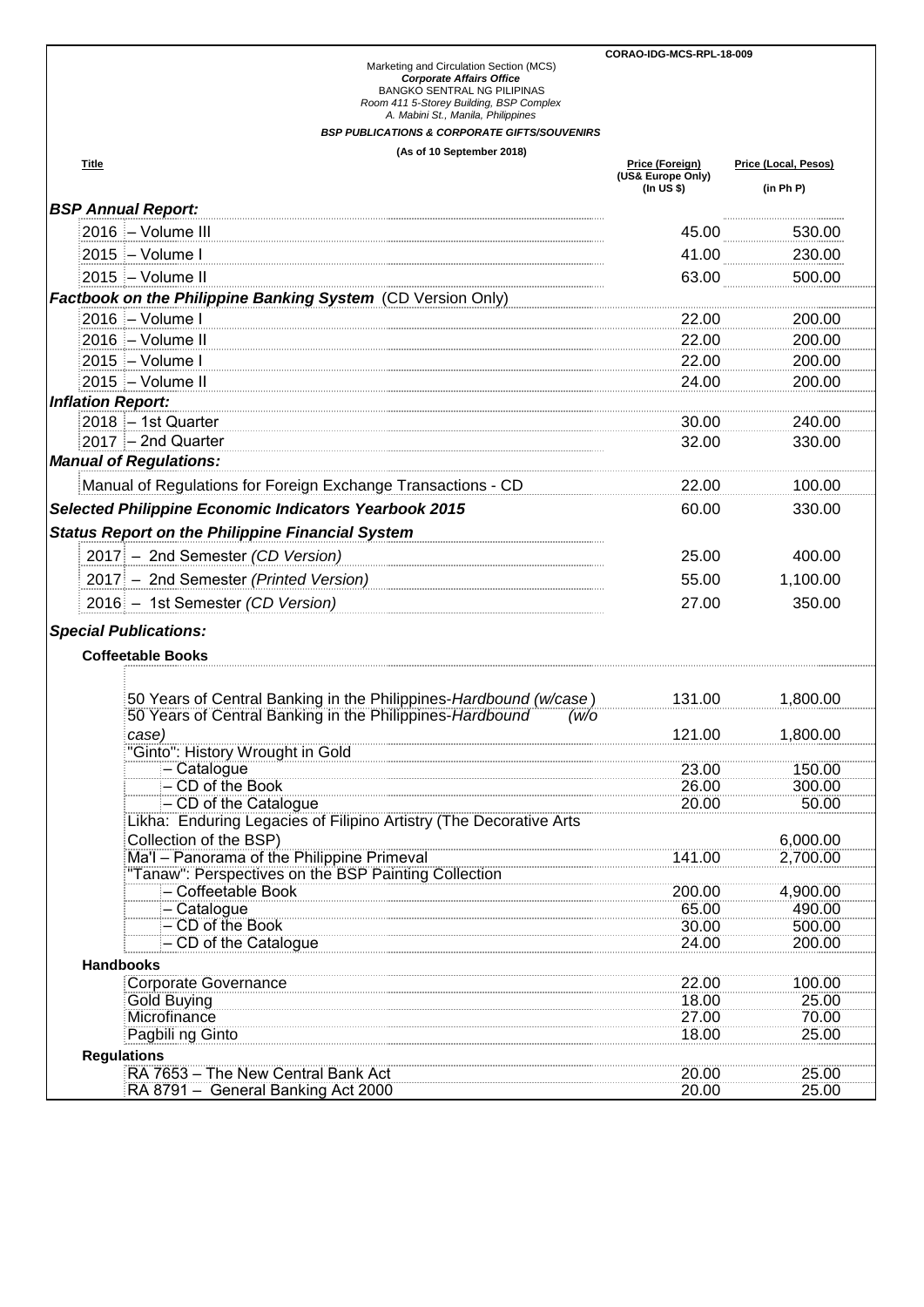CORAO-IDG-MCS-RPL-18-009

Marketing and Circulation Section (MCS)
*Corporate Affairs Office*
BANGKO SENTRAL NG PILIPINAS
*Room 411 5-Storey Building, BSP Complex*
*A. Mabini St., Manila, Philippines*

***BSP PUBLICATIONS & CORPORATE GIFTS/SOUVENIRS***

**(As of 10 September 2018)**

| Title | Price (Foreign) (US& Europe Only) (In US $) | Price (Local, Pesos) (in Ph P) |
|---|---|---|
| ***BSP Annual Report:*** | | |
| 2016 – Volume III | 45.00 | 530.00 |
| 2015 – Volume I | 41.00 | 230.00 |
| 2015 – Volume II | 63.00 | 500.00 |
| ***Factbook on the Philippine Banking System*** (CD Version Only) | | |
| 2016 – Volume I | 22.00 | 200.00 |
| 2016 – Volume II | 22.00 | 200.00 |
| 2015 – Volume I | 22.00 | 200.00 |
| 2015 – Volume II | 24.00 | 200.00 |
| ***Inflation Report:*** | | |
| 2018 – 1st Quarter | 30.00 | 240.00 |
| 2017 – 2nd Quarter | 32.00 | 330.00 |
| ***Manual of Regulations:*** | | |
| Manual of Regulations for Foreign Exchange Transactions - CD | 22.00 | 100.00 |
| ***Selected Philippine Economic Indicators Yearbook 2015*** | 60.00 | 330.00 |
| ***Status Report on the Philippine Financial System*** | | |
| 2017 – 2nd Semester *(CD Version)* | 25.00 | 400.00 |
| 2017 – 2nd Semester *(Printed Version)* | 55.00 | 1,100.00 |
| 2016 – 1st Semester *(CD Version)* | 27.00 | 350.00 |
| ***Special Publications:*** | | |
| **Coffeetable Books** | | |
| 50 Years of Central Banking in the Philippines-*Hardbound (w/case)* | 131.00 | 1,800.00 |
| 50 Years of Central Banking in the Philippines-*Hardbound (w/o case)* | 121.00 | 1,800.00 |
| "Ginto": History Wrought in Gold | | |
| – Catalogue | 23.00 | 150.00 |
| – CD of the Book | 26.00 | 300.00 |
| – CD of the Catalogue | 20.00 | 50.00 |
| Likha: Enduring Legacies of Filipino Artistry (The Decorative Arts Collection of the BSP) | | 6,000.00 |
| Ma'I – Panorama of the Philippine Primeval | 141.00 | 2,700.00 |
| "Tanaw": Perspectives on the BSP Painting Collection | | |
| – Coffeetable Book | 200.00 | 4,900.00 |
| – Catalogue | 65.00 | 490.00 |
| – CD of the Book | 30.00 | 500.00 |
| – CD of the Catalogue | 24.00 | 200.00 |
| **Handbooks** | | |
| Corporate Governance | 22.00 | 100.00 |
| Gold Buying | 18.00 | 25.00 |
| Microfinance | 27.00 | 70.00 |
| Pagbili ng Ginto | 18.00 | 25.00 |
| **Regulations** | | |
| RA 7653 – The New Central Bank Act | 20.00 | 25.00 |
| RA 8791 – General Banking Act 2000 | 20.00 | 25.00 |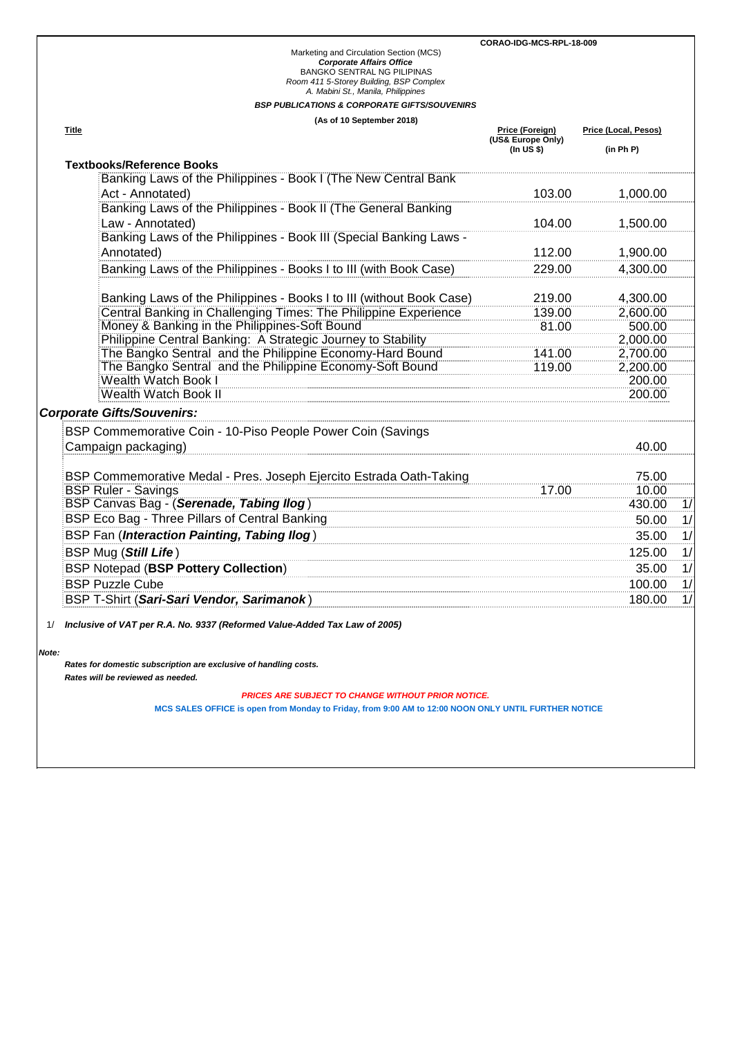CORAO-IDG-MCS-RPL-18-009

Marketing and Circulation Section (MCS)
***Corporate Affairs Office***
BANGKO SENTRAL NG PILIPINAS
*Room 411 5-Storey Building, BSP Complex*
*A. Mabini St., Manila, Philippines*

***BSP PUBLICATIONS & CORPORATE GIFTS/SOUVENIRS***

**(As of 10 September 2018)**

| Title | Price (Foreign) (US& Europe Only) (In US $) | Price (Local, Pesos) (in Ph P) | |
|---|---|---|---|
| **Textbooks/Reference Books** | | | |
| Banking Laws of the Philippines - Book I (The New Central Bank Act - Annotated) | 103.00 | 1,000.00 | |
| Banking Laws of the Philippines - Book II (The General Banking Law - Annotated) | 104.00 | 1,500.00 | |
| Banking Laws of the Philippines - Book III (Special Banking Laws - Annotated) | 112.00 | 1,900.00 | |
| Banking Laws of the Philippines - Books I to III (with Book Case) | 229.00 | 4,300.00 | |
| Banking Laws of the Philippines - Books I to III (without Book Case) | 219.00 | 4,300.00 | |
| Central Banking in Challenging Times: The Philippine Experience | 139.00 | 2,600.00 | |
| Money & Banking in the Philippines-Soft Bound | 81.00 | 500.00 | |
| Philippine Central Banking: A Strategic Journey to Stability | | 2,000.00 | |
| The Bangko Sentral and the Philippine Economy-Hard Bound | 141.00 | 2,700.00 | |
| The Bangko Sentral and the Philippine Economy-Soft Bound | 119.00 | 2,200.00 | |
| Wealth Watch Book I | | 200.00 | |
| Wealth Watch Book II | | 200.00 | |
| ***Corporate Gifts/Souvenirs:*** | | | |
| BSP Commemorative Coin - 10-Piso People Power Coin (Savings Campaign packaging) | | 40.00 | |
| BSP Commemorative Medal - Pres. Joseph Ejercito Estrada Oath-Taking | | 75.00 | |
| BSP Ruler - Savings | 17.00 | 10.00 | |
| BSP Canvas Bag - (***Serenade, Tabing Ilog***) | | 430.00 | 1/ |
| BSP Eco Bag - Three Pillars of Central Banking | | 50.00 | 1/ |
| BSP Fan (***Interaction Painting, Tabing Ilog***) | | 35.00 | 1/ |
| BSP Mug (***Still Life***) | | 125.00 | 1/ |
| BSP Notepad (**BSP Pottery Collection**) | | 35.00 | 1/ |
| BSP Puzzle Cube | | 100.00 | 1/ |
| BSP T-Shirt (***Sari-Sari Vendor, Sarimanok***) | | 180.00 | 1/ |

1/ ***Inclusive of VAT per R.A. No. 9337 (Reformed Value-Added Tax Law of 2005)***

***Note:***

***Rates for domestic subscription are exclusive of handling costs.***
***Rates will be reviewed as needed.***

***PRICES ARE SUBJECT TO CHANGE WITHOUT PRIOR NOTICE.***

**MCS SALES OFFICE is open from Monday to Friday, from 9:00 AM to 12:00 NOON ONLY UNTIL FURTHER NOTICE**